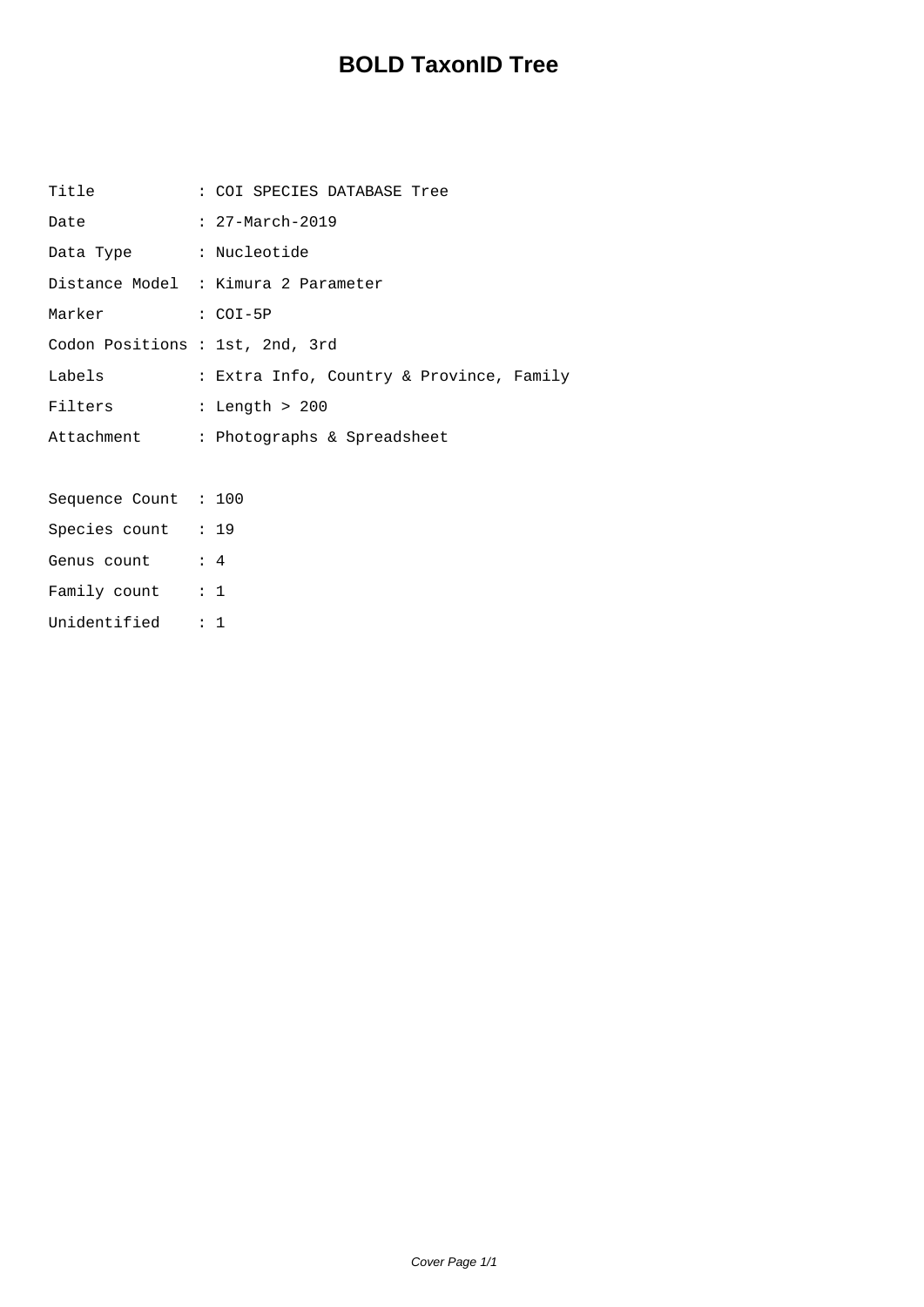# BOLD TaxonID Tree

```
Title           : COI SPECIES DATABASE Tree
Date            : 27-March-2019
Data Type       : Nucleotide
Distance Model  : Kimura 2 Parameter
Marker          : COI-5P
Codon Positions : 1st, 2nd, 3rd
Labels          : Extra Info, Country & Province, Family
Filters         : Length > 200
Attachment      : Photographs & Spreadsheet

Sequence Count  : 100
Species count   : 19
Genus count     : 4
Family count    : 1
Unidentified    : 1
```

Cover Page 1/1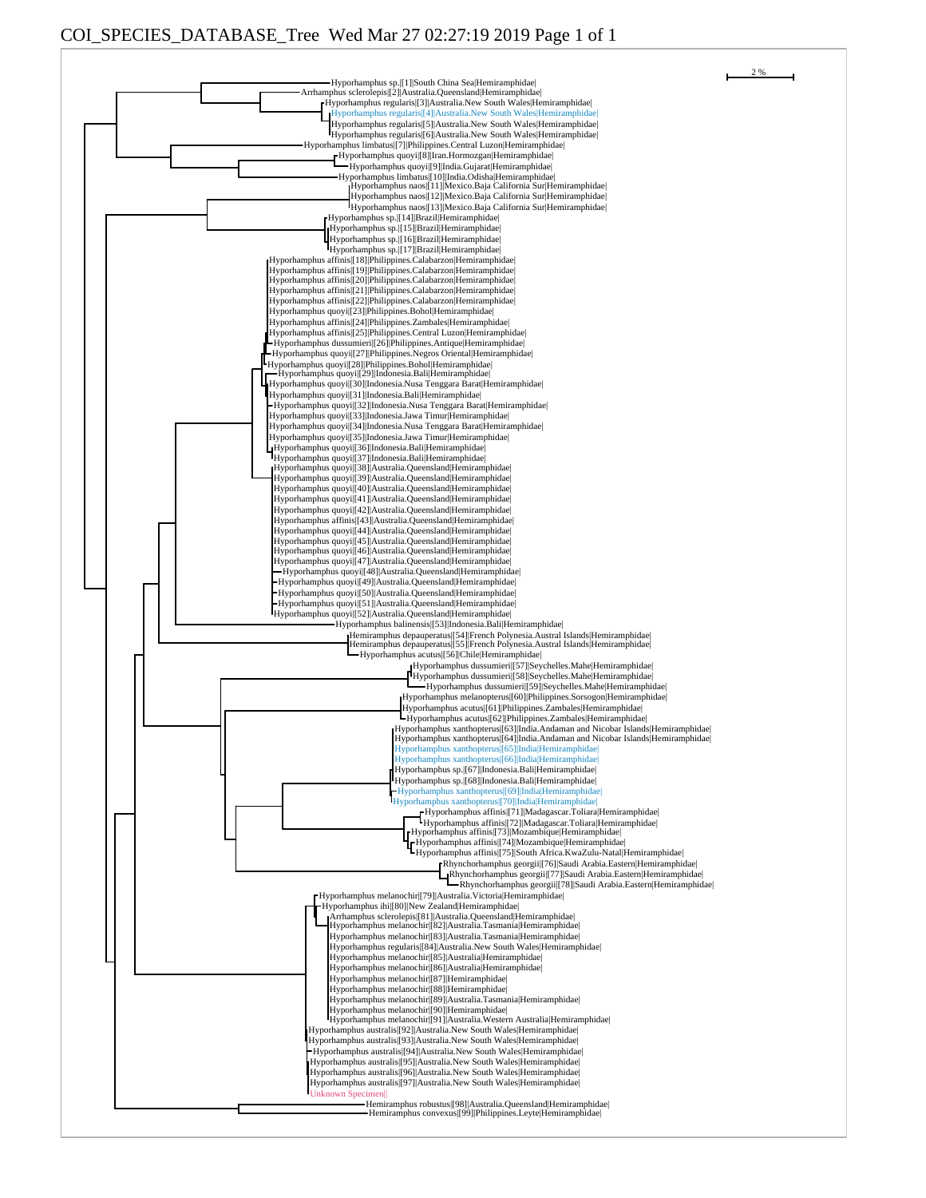COI_SPECIES_DATABASE_Tree Wed Mar 27 02:27:19 2019 Page 1 of 1

2 %

Hyporhamphus sp.|[1]|South China Sea|Hemiramphidae|
Arrhamphus sclerolepis|[2]|Australia.Queensland|Hemiramphidae|
Hyporhamphus regularis|[3]|Australia.New South Wales|Hemiramphidae|
Hyporhamphus regularis|[4]|Australia.New South Wales|Hemiramphidae|
Hyporhamphus regularis|[5]|Australia.New South Wales|Hemiramphidae|
Hyporhamphus regularis|[6]|Australia.New South Wales|Hemiramphidae|
Hyporhamphus limbatus|[7]|Philippines.Central Luzon|Hemiramphidae|
Hyporhamphus quoyi|[8]|Iran.Hormozgan|Hemiramphidae|
Hyporhamphus quoyi|[9]|India.Gujarat|Hemiramphidae|
Hyporhamphus limbatus|[10]|India.Odisha|Hemiramphidae|
Hyporhamphus naos|[11]|Mexico.Baja California Sur|Hemiramphidae|
Hyporhamphus naos|[12]|Mexico.Baja California Sur|Hemiramphidae|
Hyporhamphus naos|[13]|Mexico.Baja California Sur|Hemiramphidae|
Hyporhamphus sp.|[14]|Brazil|Hemiramphidae|
Hyporhamphus sp.|[15]|Brazil|Hemiramphidae|
Hyporhamphus sp.|[16]|Brazil|Hemiramphidae|
Hyporhamphus sp.|[17]|Brazil|Hemiramphidae|
Hyporhamphus affinis|[18]|Philippines.Calabarzon|Hemiramphidae|
Hyporhamphus affinis|[19]|Philippines.Calabarzon|Hemiramphidae|
Hyporhamphus affinis|[20]|Philippines.Calabarzon|Hemiramphidae|
Hyporhamphus affinis|[21]|Philippines.Calabarzon|Hemiramphidae|
Hyporhamphus affinis|[22]|Philippines.Calabarzon|Hemiramphidae|
Hyporhamphus quoyi|[23]|Philippines.Bohol|Hemiramphidae|
Hyporhamphus affinis|[24]|Philippines.Zambales|Hemiramphidae|
Hyporhamphus affinis|[25]|Philippines.Central Luzon|Hemiramphidae|
Hyporhamphus dussumieri|[26]|Philippines.Antique|Hemiramphidae|
Hyporhamphus quoyi|[27]|Philippines.Negros Oriental|Hemiramphidae|
Hyporhamphus quoyi|[28]|Philippines.Bohol|Hemiramphidae|
Hyporhamphus quoyi|[29]|Indonesia.Bali|Hemiramphidae|
Hyporhamphus quoyi|[30]|Indonesia.Nusa Tenggara Barat|Hemiramphidae|
Hyporhamphus quoyi|[31]|Indonesia.Bali|Hemiramphidae|
Hyporhamphus quoyi|[32]|Indonesia.Nusa Tenggara Barat|Hemiramphidae|
Hyporhamphus quoyi|[33]|Indonesia.Jawa Timur|Hemiramphidae|
Hyporhamphus quoyi|[34]|Indonesia.Nusa Tenggara Barat|Hemiramphidae|
Hyporhamphus quoyi|[35]|Indonesia.Jawa Timur|Hemiramphidae|
Hyporhamphus quoyi|[36]|Indonesia.Bali|Hemiramphidae|
Hyporhamphus quoyi|[37]|Indonesia.Bali|Hemiramphidae|
Hyporhamphus quoyi|[38]|Australia.Queensland|Hemiramphidae|
Hyporhamphus quoyi|[39]|Australia.Queensland|Hemiramphidae|
Hyporhamphus quoyi|[40]|Australia.Queensland|Hemiramphidae|
Hyporhamphus quoyi|[41]|Australia.Queensland|Hemiramphidae|
Hyporhamphus quoyi|[42]|Australia.Queensland|Hemiramphidae|
Hyporhamphus affinis|[43]|Australia.Queensland|Hemiramphidae|
Hyporhamphus quoyi|[44]|Australia.Queensland|Hemiramphidae|
Hyporhamphus quoyi|[45]|Australia.Queensland|Hemiramphidae|
Hyporhamphus quoyi|[46]|Australia.Queensland|Hemiramphidae|
Hyporhamphus quoyi|[47]|Australia.Queensland|Hemiramphidae|
Hyporhamphus quoyi|[48]|Australia.Queensland|Hemiramphidae|
Hyporhamphus quoyi|[49]|Australia.Queensland|Hemiramphidae|
Hyporhamphus quoyi|[50]|Australia.Queensland|Hemiramphidae|
Hyporhamphus quoyi|[51]|Australia.Queensland|Hemiramphidae|
Hyporhamphus quoyi|[52]|Australia.Queensland|Hemiramphidae|
Hyporhamphus balinensis|[53]|Indonesia.Bali|Hemiramphidae|
Hemiramphus depauperatus|[54]|French Polynesia.Austral Islands|Hemiramphidae|
Hemiramphus depauperatus|[55]|French Polynesia.Austral Islands|Hemiramphidae|
Hyporhamphus acutus|[56]|Chile|Hemiramphidae|
Hyporhamphus dussumieri|[57]|Seychelles.Mahe|Hemiramphidae|
Hyporhamphus dussumieri|[58]|Seychelles.Mahe|Hemiramphidae|
Hyporhamphus dussumieri|[59]|Seychelles.Mahe|Hemiramphidae|
Hyporhamphus melanopterus|[60]|Philippines.Sorsogon|Hemiramphidae|
Hyporhamphus acutus|[61]|Philippines.Zambales|Hemiramphidae|
Hyporhamphus acutus|[62]|Philippines.Zambales|Hemiramphidae|
Hyporhamphus xanthopterus|[63]|India.Andaman and Nicobar Islands|Hemiramphidae|
Hyporhamphus xanthopterus|[64]|India.Andaman and Nicobar Islands|Hemiramphidae|
Hyporhamphus xanthopterus|[65]|India|Hemiramphidae|
Hyporhamphus xanthopterus|[66]|India|Hemiramphidae|
Hyporhamphus sp.|[67]|Indonesia.Bali|Hemiramphidae|
Hyporhamphus sp.|[68]|Indonesia.Bali|Hemiramphidae|
Hyporhamphus xanthopterus|[69]|India|Hemiramphidae|
Hyporhamphus xanthopterus|[70]|India|Hemiramphidae|
Hyporhamphus affinis|[71]|Madagascar.Toliara|Hemiramphidae|
Hyporhamphus affinis|[72]|Madagascar.Toliara|Hemiramphidae|
Hyporhamphus affinis|[73]|Mozambique|Hemiramphidae|
Hyporhamphus affinis|[74]|Mozambique|Hemiramphidae|
Hyporhamphus affinis|[75]|South Africa.KwaZulu-Natal|Hemiramphidae|
Rhynchorhamphus georgii|[76]|Saudi Arabia.Eastern|Hemiramphidae|
Rhynchorhamphus georgii|[77]|Saudi Arabia.Eastern|Hemiramphidae|
Rhynchorhamphus georgii|[78]|Saudi Arabia.Eastern|Hemiramphidae|
Hyporhamphus melanochir|[79]|Australia.Victoria|Hemiramphidae|
Hyporhamphus ihi|[80]|New Zealand|Hemiramphidae|
Arrhamphus sclerolepis|[81]|Australia.Queensland|Hemiramphidae|
Hyporhamphus melanochir|[82]|Australia.Tasmania|Hemiramphidae|
Hyporhamphus melanochir|[83]|Australia.Tasmania|Hemiramphidae|
Hyporhamphus regularis|[84]|Australia.New South Wales|Hemiramphidae|
Hyporhamphus melanochir|[85]|Australia|Hemiramphidae|
Hyporhamphus melanochir|[86]|Australia|Hemiramphidae|
Hyporhamphus melanochir|[87]|Hemiramphidae|
Hyporhamphus melanochir|[88]|Hemiramphidae|
Hyporhamphus melanochir|[89]|Australia.Tasmania|Hemiramphidae|
Hyporhamphus melanochir|[90]|Hemiramphidae|
Hyporhamphus melanochir|[91]|Australia.Western Australia|Hemiramphidae|
Hyporhamphus australis|[92]|Australia.New South Wales|Hemiramphidae|
Hyporhamphus australis|[93]|Australia.New South Wales|Hemiramphidae|
Hyporhamphus australis|[94]|Australia.New South Wales|Hemiramphidae|
Hyporhamphus australis|[95]|Australia.New South Wales|Hemiramphidae|
Hyporhamphus australis|[96]|Australia.New South Wales|Hemiramphidae|
Hyporhamphus australis|[97]|Australia.New South Wales|Hemiramphidae|
Unknown Specimen||
Hemiramphus robustus|[98]|Australia.Queensland|Hemiramphidae|
Hemiramphus convexus|[99]|Philippines.Leyte|Hemiramphidae|